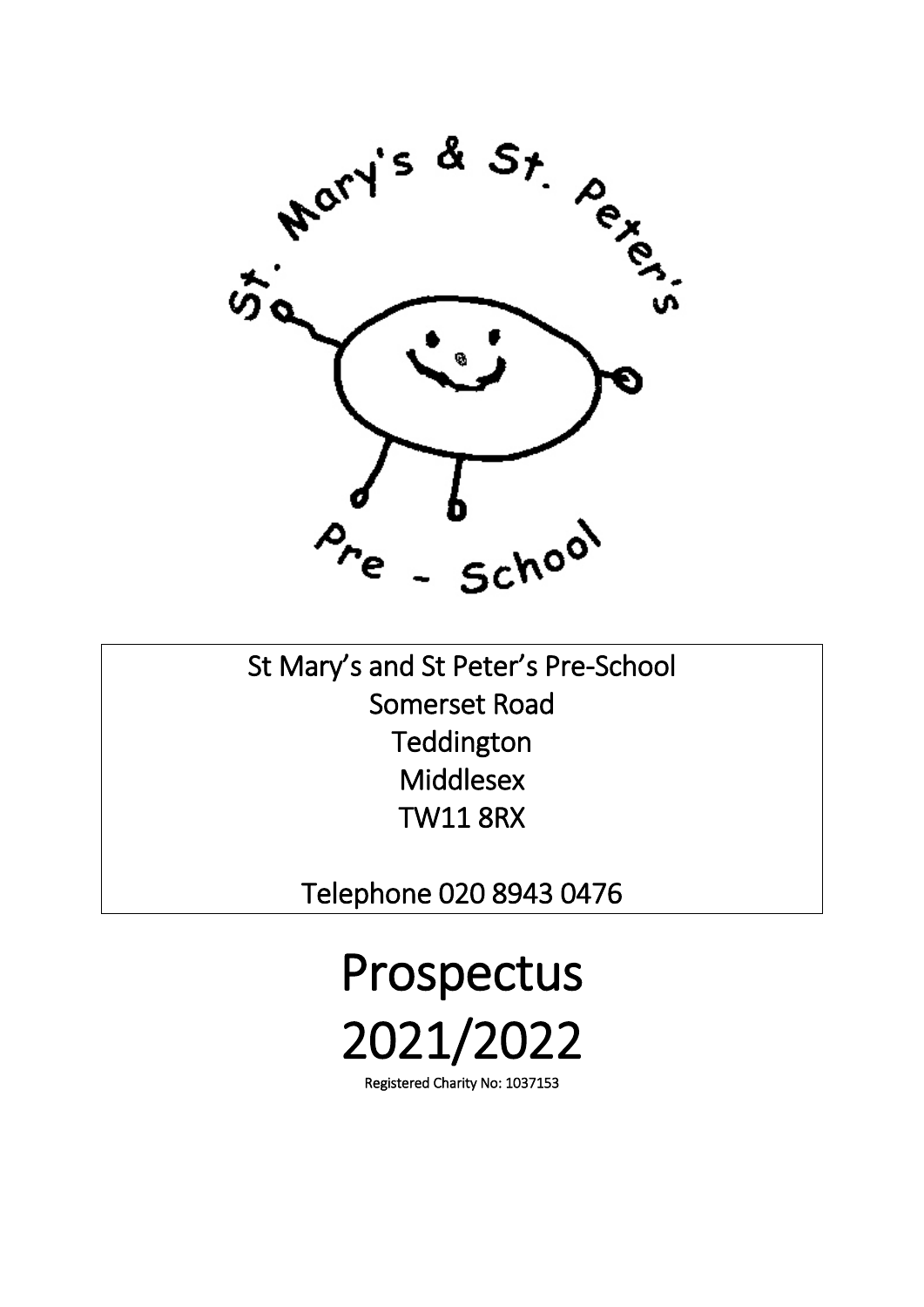St Mary's and St Peter's Pre-School
Somerset Road
Teddington
Middlesex
TW11 8RX

Telephone 020 8943 0476

# Prospectus 2021/2022

Registered Charity No: 1037153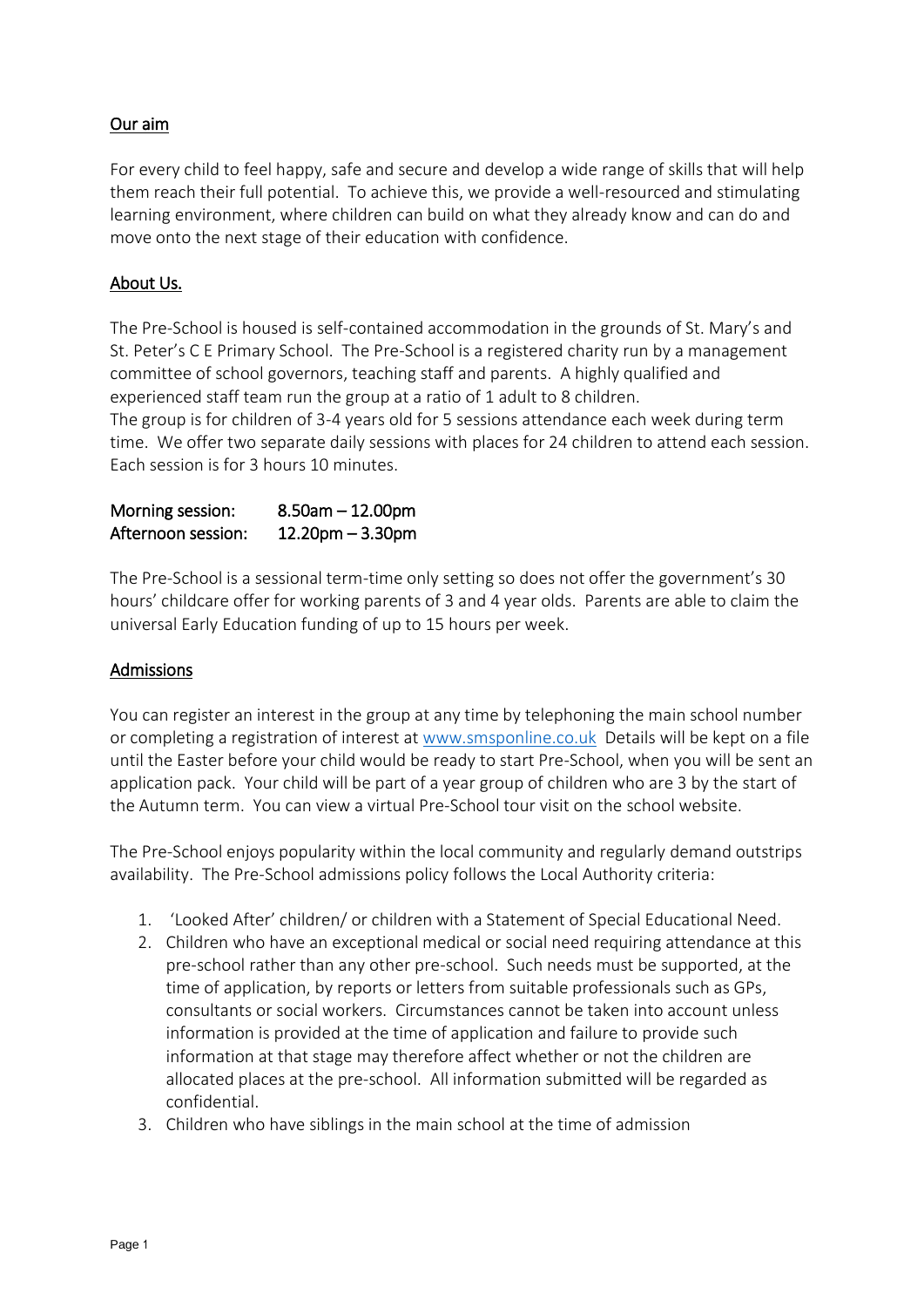## Our aim

For every child to feel happy, safe and secure and develop a wide range of skills that will help them reach their full potential. To achieve this, we provide a well-resourced and stimulating learning environment, where children can build on what they already know and can do and move onto the next stage of their education with confidence.

## About Us.

The Pre-School is housed is self-contained accommodation in the grounds of St. Mary's and St. Peter's C E Primary School. The Pre-School is a registered charity run by a management committee of school governors, teaching staff and parents. A highly qualified and experienced staff team run the group at a ratio of 1 adult to 8 children.
The group is for children of 3-4 years old for 5 sessions attendance each week during term time. We offer two separate daily sessions with places for 24 children to attend each session. Each session is for 3 hours 10 minutes.

**Morning session:** 8.50am – 12.00pm
**Afternoon session:** 12.20pm – 3.30pm

The Pre-School is a sessional term-time only setting so does not offer the government's 30 hours' childcare offer for working parents of 3 and 4 year olds. Parents are able to claim the universal Early Education funding of up to 15 hours per week.

## Admissions

You can register an interest in the group at any time by telephoning the main school number or completing a registration of interest at www.smsponline.co.uk Details will be kept on a file until the Easter before your child would be ready to start Pre-School, when you will be sent an application pack. Your child will be part of a year group of children who are 3 by the start of the Autumn term. You can view a virtual Pre-School tour visit on the school website.

The Pre-School enjoys popularity within the local community and regularly demand outstrips availability. The Pre-School admissions policy follows the Local Authority criteria:

1. 'Looked After' children/ or children with a Statement of Special Educational Need.
2. Children who have an exceptional medical or social need requiring attendance at this pre-school rather than any other pre-school. Such needs must be supported, at the time of application, by reports or letters from suitable professionals such as GPs, consultants or social workers. Circumstances cannot be taken into account unless information is provided at the time of application and failure to provide such information at that stage may therefore affect whether or not the children are allocated places at the pre-school. All information submitted will be regarded as confidential.
3. Children who have siblings in the main school at the time of admission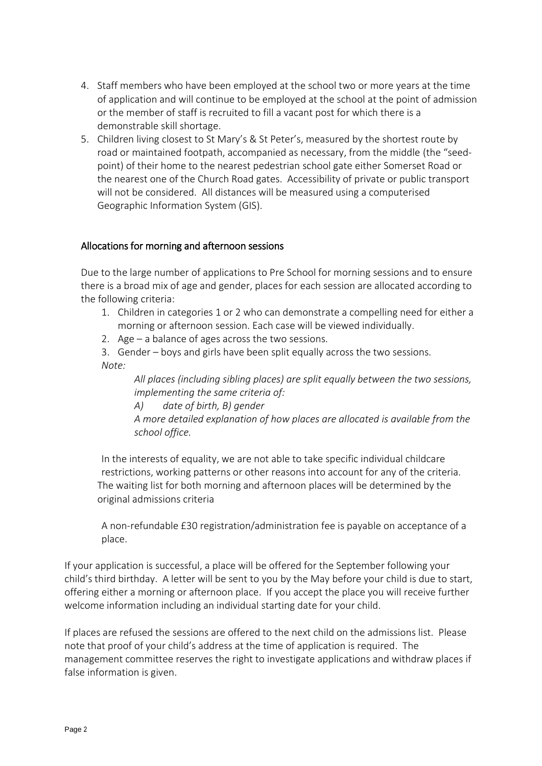4. Staff members who have been employed at the school two or more years at the time of application and will continue to be employed at the school at the point of admission or the member of staff is recruited to fill a vacant post for which there is a demonstrable skill shortage.
5. Children living closest to St Mary's & St Peter's, measured by the shortest route by road or maintained footpath, accompanied as necessary, from the middle (the "seed-point) of their home to the nearest pedestrian school gate either Somerset Road or the nearest one of the Church Road gates. Accessibility of private or public transport will not be considered. All distances will be measured using a computerised Geographic Information System (GIS).

## Allocations for morning and afternoon sessions

Due to the large number of applications to Pre School for morning sessions and to ensure there is a broad mix of age and gender, places for each session are allocated according to the following criteria:

1. Children in categories 1 or 2 who can demonstrate a compelling need for either a morning or afternoon session. Each case will be viewed individually.
2. Age – a balance of ages across the two sessions.
3. Gender – boys and girls have been split equally across the two sessions.

*Note:*

*All places (including sibling places) are split equally between the two sessions, implementing the same criteria of:*

*A) date of birth, B) gender*

*A more detailed explanation of how places are allocated is available from the school office.*

In the interests of equality, we are not able to take specific individual childcare restrictions, working patterns or other reasons into account for any of the criteria. The waiting list for both morning and afternoon places will be determined by the original admissions criteria

A non-refundable £30 registration/administration fee is payable on acceptance of a place.

If your application is successful, a place will be offered for the September following your child's third birthday. A letter will be sent to you by the May before your child is due to start, offering either a morning or afternoon place. If you accept the place you will receive further welcome information including an individual starting date for your child.

If places are refused the sessions are offered to the next child on the admissions list. Please note that proof of your child's address at the time of application is required. The management committee reserves the right to investigate applications and withdraw places if false information is given.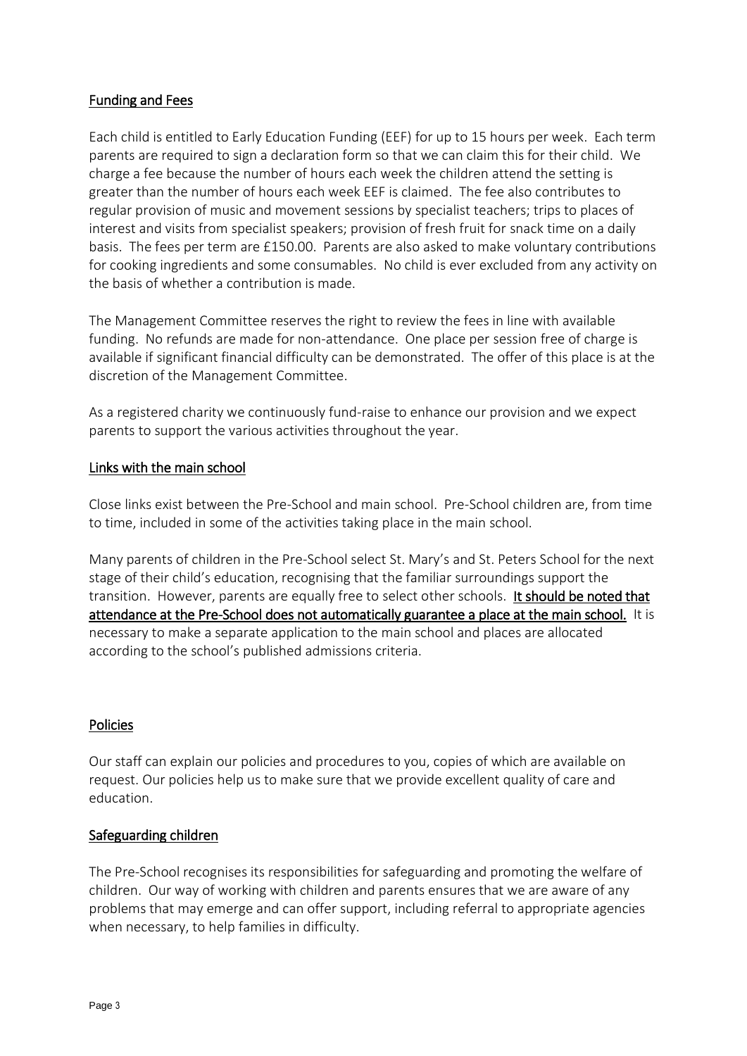## Funding and Fees

Each child is entitled to Early Education Funding (EEF) for up to 15 hours per week. Each term parents are required to sign a declaration form so that we can claim this for their child. We charge a fee because the number of hours each week the children attend the setting is greater than the number of hours each week EEF is claimed. The fee also contributes to regular provision of music and movement sessions by specialist teachers; trips to places of interest and visits from specialist speakers; provision of fresh fruit for snack time on a daily basis. The fees per term are £150.00. Parents are also asked to make voluntary contributions for cooking ingredients and some consumables. No child is ever excluded from any activity on the basis of whether a contribution is made.

The Management Committee reserves the right to review the fees in line with available funding. No refunds are made for non-attendance. One place per session free of charge is available if significant financial difficulty can be demonstrated. The offer of this place is at the discretion of the Management Committee.

As a registered charity we continuously fund-raise to enhance our provision and we expect parents to support the various activities throughout the year.

## Links with the main school

Close links exist between the Pre-School and main school. Pre-School children are, from time to time, included in some of the activities taking place in the main school.

Many parents of children in the Pre-School select St. Mary's and St. Peters School for the next stage of their child's education, recognising that the familiar surroundings support the transition. However, parents are equally free to select other schools. **It should be noted that attendance at the Pre-School does not automatically guarantee a place at the main school.** It is necessary to make a separate application to the main school and places are allocated according to the school's published admissions criteria.

## Policies

Our staff can explain our policies and procedures to you, copies of which are available on request. Our policies help us to make sure that we provide excellent quality of care and education.

## Safeguarding children

The Pre-School recognises its responsibilities for safeguarding and promoting the welfare of children. Our way of working with children and parents ensures that we are aware of any problems that may emerge and can offer support, including referral to appropriate agencies when necessary, to help families in difficulty.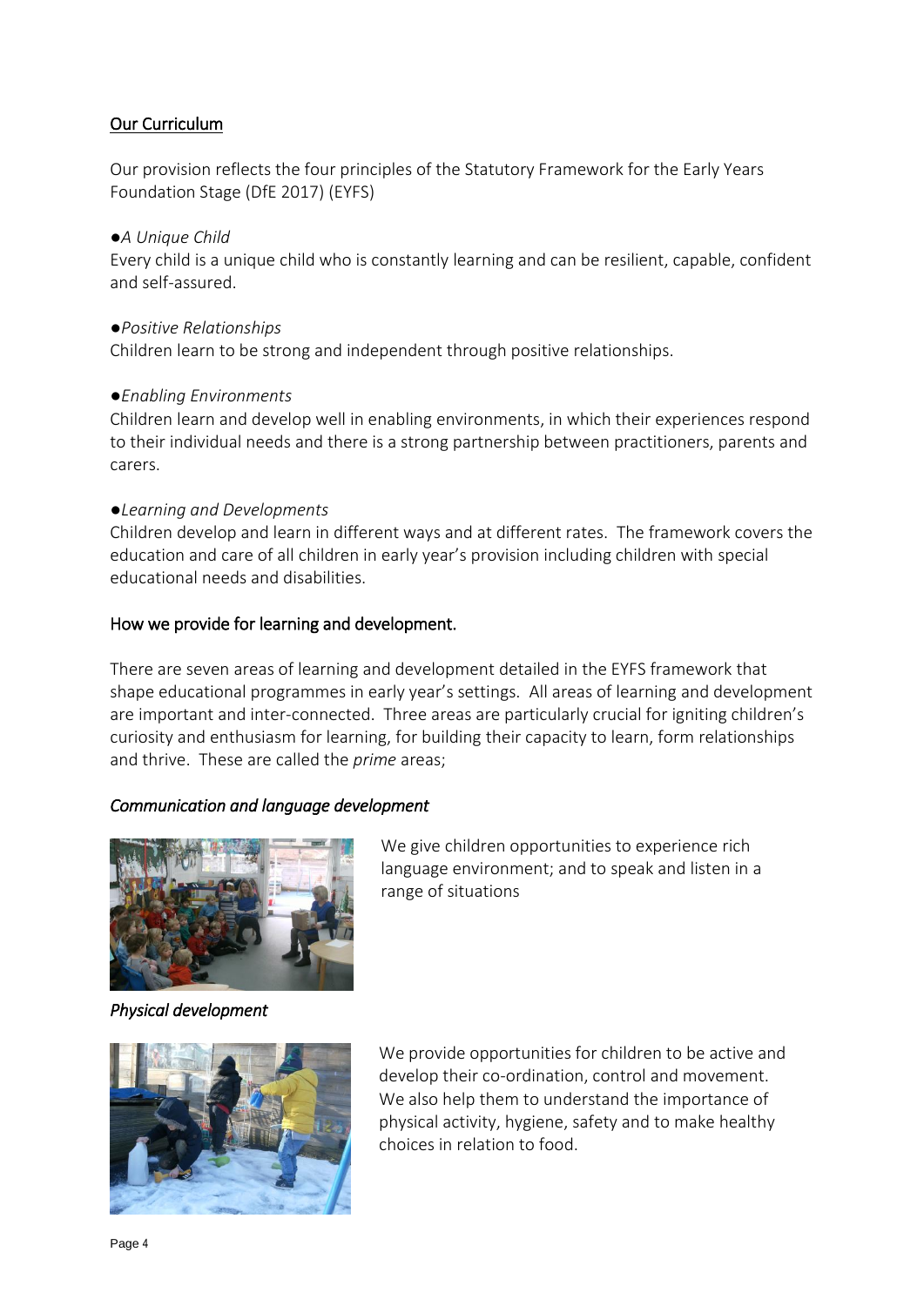## Our Curriculum

Our provision reflects the four principles of the Statutory Framework for the Early Years Foundation Stage (DfE 2017) (EYFS)

●*A Unique Child*

Every child is a unique child who is constantly learning and can be resilient, capable, confident and self-assured.

●*Positive Relationships*

Children learn to be strong and independent through positive relationships.

●*Enabling Environments*

Children learn and develop well in enabling environments, in which their experiences respond to their individual needs and there is a strong partnership between practitioners, parents and carers.

●*Learning and Developments*

Children develop and learn in different ways and at different rates. The framework covers the education and care of all children in early year's provision including children with special educational needs and disabilities.

### How we provide for learning and development.

There are seven areas of learning and development detailed in the EYFS framework that shape educational programmes in early year's settings. All areas of learning and development are important and inter-connected. Three areas are particularly crucial for igniting children's curiosity and enthusiasm for learning, for building their capacity to learn, form relationships and thrive. These are called the *prime* areas;

#### *Communication and language development*

We give children opportunities to experience rich language environment; and to speak and listen in a range of situations

#### *Physical development*

We provide opportunities for children to be active and develop their co-ordination, control and movement. We also help them to understand the importance of physical activity, hygiene, safety and to make healthy choices in relation to food.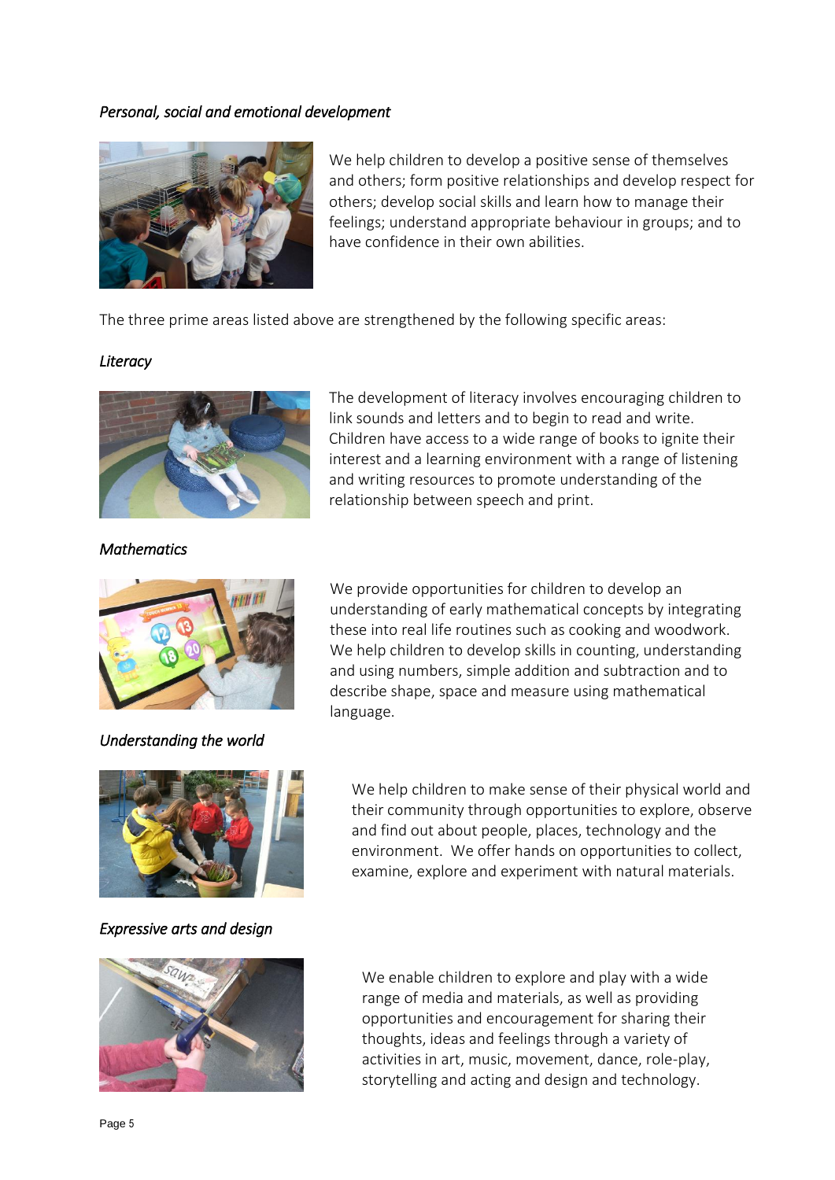*Personal, social and emotional development*

We help children to develop a positive sense of themselves and others; form positive relationships and develop respect for others; develop social skills and learn how to manage their feelings; understand appropriate behaviour in groups; and to have confidence in their own abilities.

The three prime areas listed above are strengthened by the following specific areas:

*Literacy*

The development of literacy involves encouraging children to link sounds and letters and to begin to read and write. Children have access to a wide range of books to ignite their interest and a learning environment with a range of listening and writing resources to promote understanding of the relationship between speech and print.

*Mathematics*

We provide opportunities for children to develop an understanding of early mathematical concepts by integrating these into real life routines such as cooking and woodwork. We help children to develop skills in counting, understanding and using numbers, simple addition and subtraction and to describe shape, space and measure using mathematical language.

*Understanding the world*

We help children to make sense of their physical world and their community through opportunities to explore, observe and find out about people, places, technology and the environment. We offer hands on opportunities to collect, examine, explore and experiment with natural materials.

*Expressive arts and design*

We enable children to explore and play with a wide range of media and materials, as well as providing opportunities and encouragement for sharing their thoughts, ideas and feelings through a variety of activities in art, music, movement, dance, role-play, storytelling and acting and design and technology.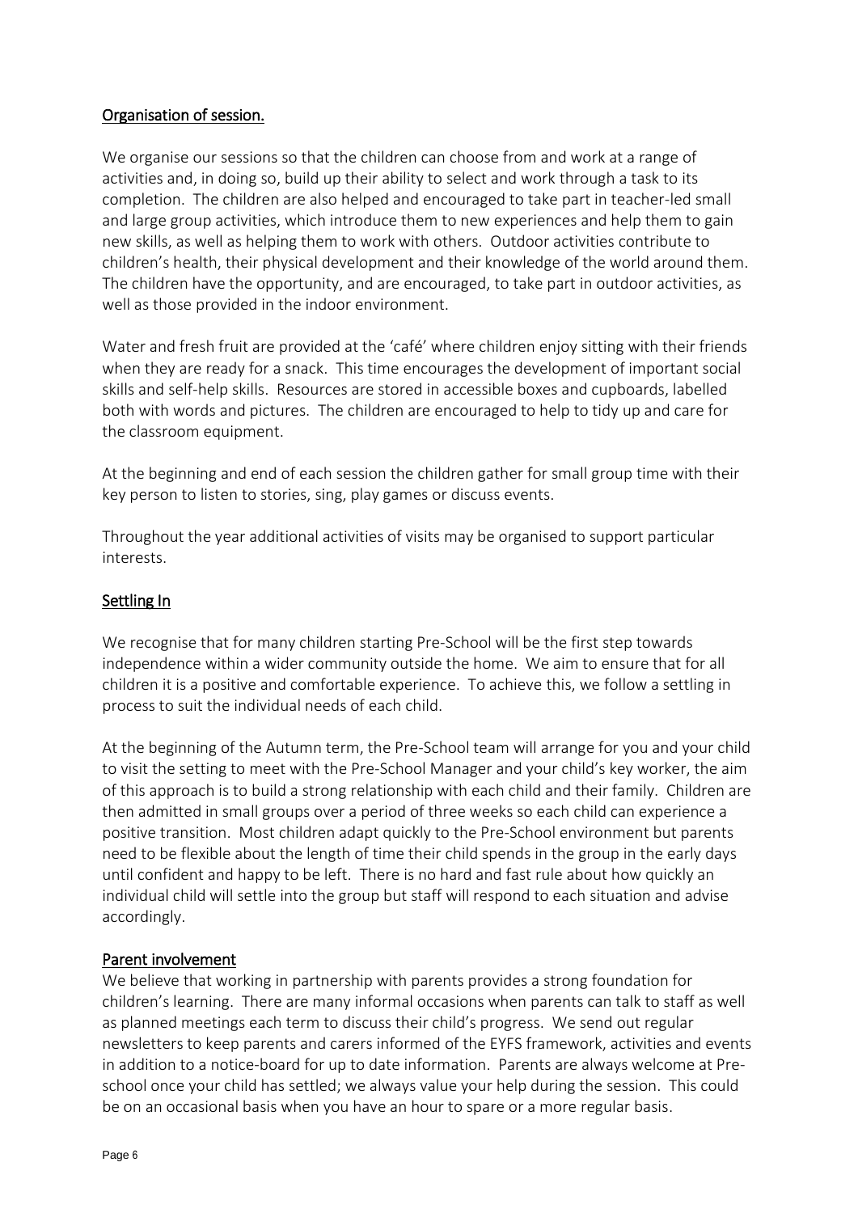## Organisation of session.

We organise our sessions so that the children can choose from and work at a range of activities and, in doing so, build up their ability to select and work through a task to its completion. The children are also helped and encouraged to take part in teacher-led small and large group activities, which introduce them to new experiences and help them to gain new skills, as well as helping them to work with others. Outdoor activities contribute to children's health, their physical development and their knowledge of the world around them. The children have the opportunity, and are encouraged, to take part in outdoor activities, as well as those provided in the indoor environment.

Water and fresh fruit are provided at the 'café' where children enjoy sitting with their friends when they are ready for a snack. This time encourages the development of important social skills and self-help skills. Resources are stored in accessible boxes and cupboards, labelled both with words and pictures. The children are encouraged to help to tidy up and care for the classroom equipment.

At the beginning and end of each session the children gather for small group time with their key person to listen to stories, sing, play games or discuss events.

Throughout the year additional activities of visits may be organised to support particular interests.

## Settling In

We recognise that for many children starting Pre-School will be the first step towards independence within a wider community outside the home. We aim to ensure that for all children it is a positive and comfortable experience. To achieve this, we follow a settling in process to suit the individual needs of each child.

At the beginning of the Autumn term, the Pre-School team will arrange for you and your child to visit the setting to meet with the Pre-School Manager and your child's key worker, the aim of this approach is to build a strong relationship with each child and their family. Children are then admitted in small groups over a period of three weeks so each child can experience a positive transition. Most children adapt quickly to the Pre-School environment but parents need to be flexible about the length of time their child spends in the group in the early days until confident and happy to be left. There is no hard and fast rule about how quickly an individual child will settle into the group but staff will respond to each situation and advise accordingly.

## Parent involvement

We believe that working in partnership with parents provides a strong foundation for children's learning. There are many informal occasions when parents can talk to staff as well as planned meetings each term to discuss their child's progress. We send out regular newsletters to keep parents and carers informed of the EYFS framework, activities and events in addition to a notice-board for up to date information. Parents are always welcome at Pre-school once your child has settled; we always value your help during the session. This could be on an occasional basis when you have an hour to spare or a more regular basis.